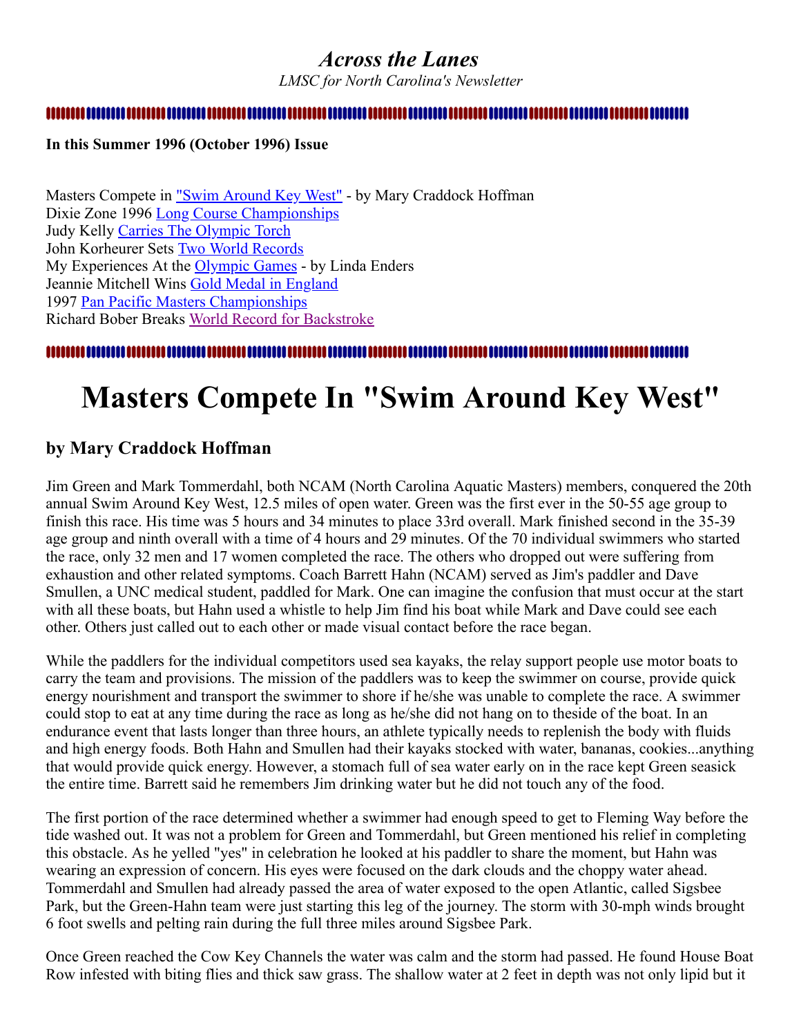# *Across the Lanes*

*LMSC for North Carolina's Newsletter*

**In this Summer 1996 (October 1996) Issue**

Masters Compete in "Swim Around Key West" - by Mary Craddock Hoffman
Dixie Zone 1996 Long Course Championships
Judy Kelly Carries The Olympic Torch
John Korheurer Sets Two World Records
My Experiences At the Olympic Games - by Linda Enders
Jeannie Mitchell Wins Gold Medal in England
1997 Pan Pacific Masters Championships
Richard Bober Breaks World Record for Backstroke

# Masters Compete In "Swim Around Key West"

## by Mary Craddock Hoffman

Jim Green and Mark Tommerdahl, both NCAM (North Carolina Aquatic Masters) members, conquered the 20th annual Swim Around Key West, 12.5 miles of open water. Green was the first ever in the 50-55 age group to finish this race. His time was 5 hours and 34 minutes to place 33rd overall. Mark finished second in the 35-39 age group and ninth overall with a time of 4 hours and 29 minutes. Of the 70 individual swimmers who started the race, only 32 men and 17 women completed the race. The others who dropped out were suffering from exhaustion and other related symptoms. Coach Barrett Hahn (NCAM) served as Jim's paddler and Dave Smullen, a UNC medical student, paddled for Mark. One can imagine the confusion that must occur at the start with all these boats, but Hahn used a whistle to help Jim find his boat while Mark and Dave could see each other. Others just called out to each other or made visual contact before the race began.

While the paddlers for the individual competitors used sea kayaks, the relay support people use motor boats to carry the team and provisions. The mission of the paddlers was to keep the swimmer on course, provide quick energy nourishment and transport the swimmer to shore if he/she was unable to complete the race. A swimmer could stop to eat at any time during the race as long as he/she did not hang on to theside of the boat. In an endurance event that lasts longer than three hours, an athlete typically needs to replenish the body with fluids and high energy foods. Both Hahn and Smullen had their kayaks stocked with water, bananas, cookies...anything that would provide quick energy. However, a stomach full of sea water early on in the race kept Green seasick the entire time. Barrett said he remembers Jim drinking water but he did not touch any of the food.

The first portion of the race determined whether a swimmer had enough speed to get to Fleming Way before the tide washed out. It was not a problem for Green and Tommerdahl, but Green mentioned his relief in completing this obstacle. As he yelled "yes" in celebration he looked at his paddler to share the moment, but Hahn was wearing an expression of concern. His eyes were focused on the dark clouds and the choppy water ahead. Tommerdahl and Smullen had already passed the area of water exposed to the open Atlantic, called Sigsbee Park, but the Green-Hahn team were just starting this leg of the journey. The storm with 30-mph winds brought 6 foot swells and pelting rain during the full three miles around Sigsbee Park.

Once Green reached the Cow Key Channels the water was calm and the storm had passed. He found House Boat Row infested with biting flies and thick saw grass. The shallow water at 2 feet in depth was not only lipid but it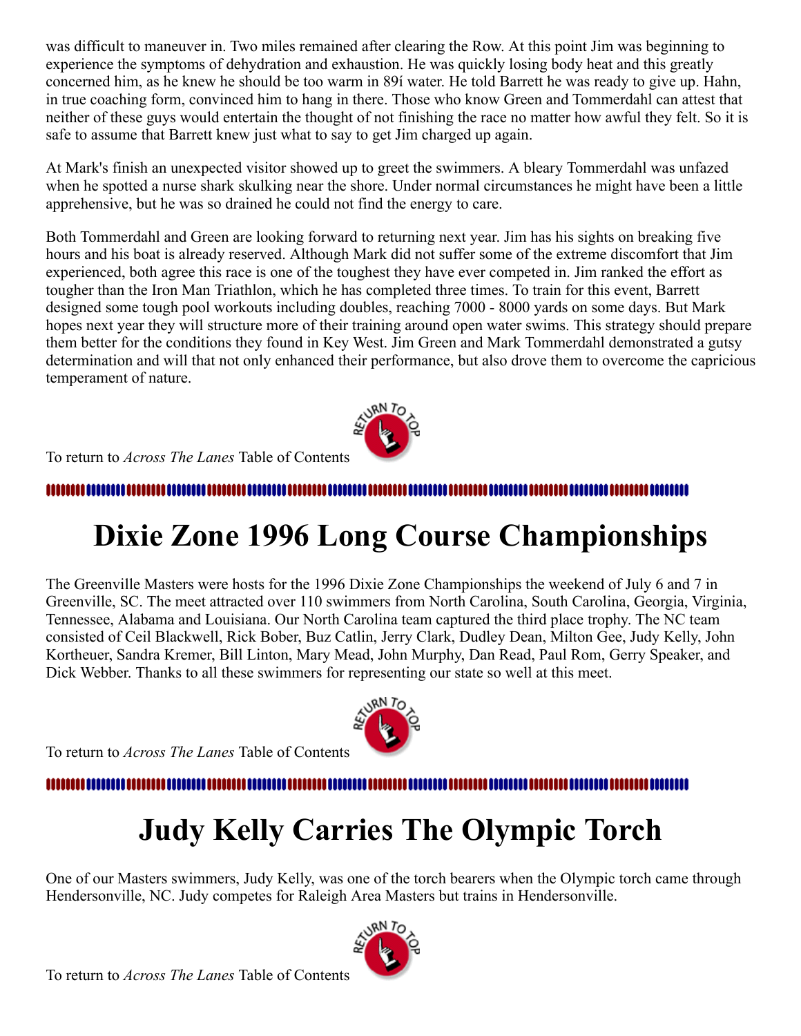was difficult to maneuver in. Two miles remained after clearing the Row. At this point Jim was beginning to experience the symptoms of dehydration and exhaustion. He was quickly losing body heat and this greatly concerned him, as he knew he should be too warm in 89í water. He told Barrett he was ready to give up. Hahn, in true coaching form, convinced him to hang in there. Those who know Green and Tommerdahl can attest that neither of these guys would entertain the thought of not finishing the race no matter how awful they felt. So it is safe to assume that Barrett knew just what to say to get Jim charged up again.

At Mark's finish an unexpected visitor showed up to greet the swimmers. A bleary Tommerdahl was unfazed when he spotted a nurse shark skulking near the shore. Under normal circumstances he might have been a little apprehensive, but he was so drained he could not find the energy to care.

Both Tommerdahl and Green are looking forward to returning next year. Jim has his sights on breaking five hours and his boat is already reserved. Although Mark did not suffer some of the extreme discomfort that Jim experienced, both agree this race is one of the toughest they have ever competed in. Jim ranked the effort as tougher than the Iron Man Triathlon, which he has completed three times. To train for this event, Barrett designed some tough pool workouts including doubles, reaching 7000 - 8000 yards on some days. But Mark hopes next year they will structure more of their training around open water swims. This strategy should prepare them better for the conditions they found in Key West. Jim Green and Mark Tommerdahl demonstrated a gutsy determination and will that not only enhanced their performance, but also drove them to overcome the capricious temperament of nature.

To return to *Across The Lanes* Table of Contents

# Dixie Zone 1996 Long Course Championships

The Greenville Masters were hosts for the 1996 Dixie Zone Championships the weekend of July 6 and 7 in Greenville, SC. The meet attracted over 110 swimmers from North Carolina, South Carolina, Georgia, Virginia, Tennessee, Alabama and Louisiana. Our North Carolina team captured the third place trophy. The NC team consisted of Ceil Blackwell, Rick Bober, Buz Catlin, Jerry Clark, Dudley Dean, Milton Gee, Judy Kelly, John Kortheuer, Sandra Kremer, Bill Linton, Mary Mead, John Murphy, Dan Read, Paul Rom, Gerry Speaker, and Dick Webber. Thanks to all these swimmers for representing our state so well at this meet.

To return to *Across The Lanes* Table of Contents

# Judy Kelly Carries The Olympic Torch

One of our Masters swimmers, Judy Kelly, was one of the torch bearers when the Olympic torch came through Hendersonville, NC. Judy competes for Raleigh Area Masters but trains in Hendersonville.

To return to *Across The Lanes* Table of Contents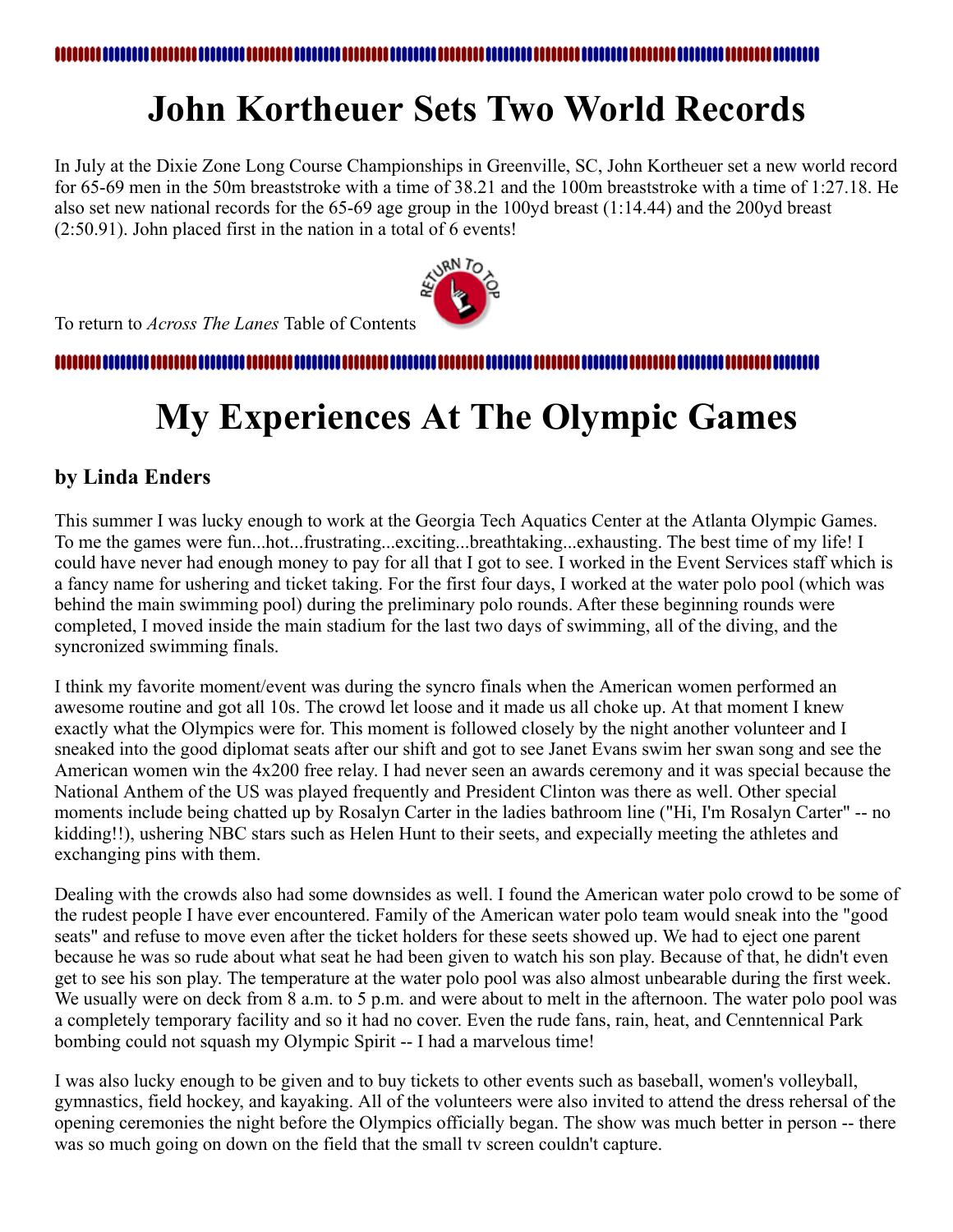# John Kortheuer Sets Two World Records

In July at the Dixie Zone Long Course Championships in Greenville, SC, John Kortheuer set a new world record for 65-69 men in the 50m breaststroke with a time of 38.21 and the 100m breaststroke with a time of 1:27.18. He also set new national records for the 65-69 age group in the 100yd breast (1:14.44) and the 200yd breast (2:50.91). John placed first in the nation in a total of 6 events!

To return to *Across The Lanes* Table of Contents

# My Experiences At The Olympic Games

### by Linda Enders

This summer I was lucky enough to work at the Georgia Tech Aquatics Center at the Atlanta Olympic Games. To me the games were fun...hot...frustrating...exciting...breathtaking...exhausting. The best time of my life! I could have never had enough money to pay for all that I got to see. I worked in the Event Services staff which is a fancy name for ushering and ticket taking. For the first four days, I worked at the water polo pool (which was behind the main swimming pool) during the preliminary polo rounds. After these beginning rounds were completed, I moved inside the main stadium for the last two days of swimming, all of the diving, and the syncronized swimming finals.

I think my favorite moment/event was during the syncro finals when the American women performed an awesome routine and got all 10s. The crowd let loose and it made us all choke up. At that moment I knew exactly what the Olympics were for. This moment is followed closely by the night another volunteer and I sneaked into the good diplomat seats after our shift and got to see Janet Evans swim her swan song and see the American women win the 4x200 free relay. I had never seen an awards ceremony and it was special because the National Anthem of the US was played frequently and President Clinton was there as well. Other special moments include being chatted up by Rosalyn Carter in the ladies bathroom line ("Hi, I'm Rosalyn Carter" -- no kidding!!), ushering NBC stars such as Helen Hunt to their seets, and expecially meeting the athletes and exchanging pins with them.

Dealing with the crowds also had some downsides as well. I found the American water polo crowd to be some of the rudest people I have ever encountered. Family of the American water polo team would sneak into the "good seats" and refuse to move even after the ticket holders for these seets showed up. We had to eject one parent because he was so rude about what seat he had been given to watch his son play. Because of that, he didn't even get to see his son play. The temperature at the water polo pool was also almost unbearable during the first week. We usually were on deck from 8 a.m. to 5 p.m. and were about to melt in the afternoon. The water polo pool was a completely temporary facility and so it had no cover. Even the rude fans, rain, heat, and Cenntennical Park bombing could not squash my Olympic Spirit -- I had a marvelous time!

I was also lucky enough to be given and to buy tickets to other events such as baseball, women's volleyball, gymnastics, field hockey, and kayaking. All of the volunteers were also invited to attend the dress rehersal of the opening ceremonies the night before the Olympics officially began. The show was much better in person -- there was so much going on down on the field that the small tv screen couldn't capture.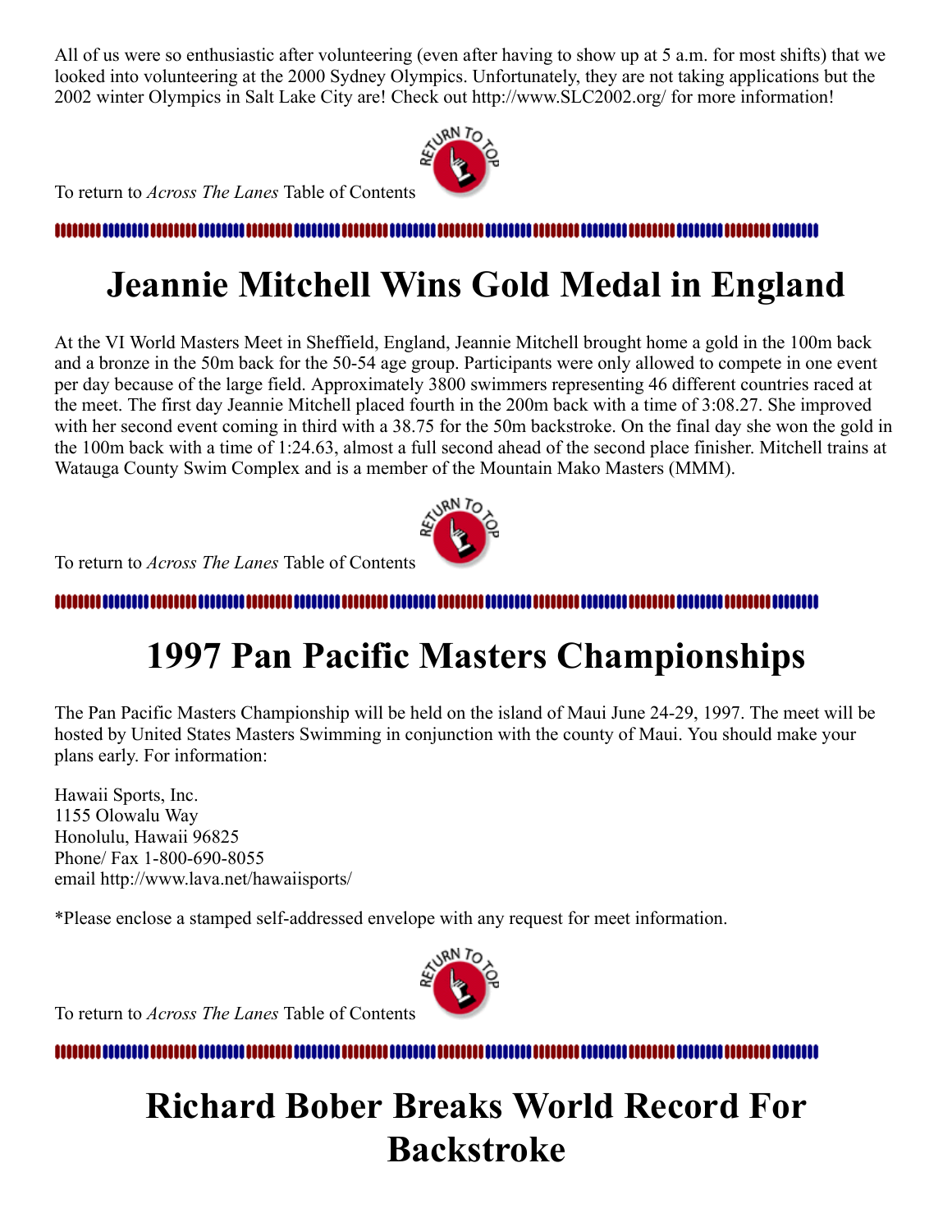All of us were so enthusiastic after volunteering (even after having to show up at 5 a.m. for most shifts) that we looked into volunteering at the 2000 Sydney Olympics. Unfortunately, they are not taking applications but the 2002 winter Olympics in Salt Lake City are! Check out http://www.SLC2002.org/ for more information!

To return to *Across The Lanes* Table of Contents

# Jeannie Mitchell Wins Gold Medal in England

At the VI World Masters Meet in Sheffield, England, Jeannie Mitchell brought home a gold in the 100m back and a bronze in the 50m back for the 50-54 age group. Participants were only allowed to compete in one event per day because of the large field. Approximately 3800 swimmers representing 46 different countries raced at the meet. The first day Jeannie Mitchell placed fourth in the 200m back with a time of 3:08.27. She improved with her second event coming in third with a 38.75 for the 50m backstroke. On the final day she won the gold in the 100m back with a time of 1:24.63, almost a full second ahead of the second place finisher. Mitchell trains at Watauga County Swim Complex and is a member of the Mountain Mako Masters (MMM).

To return to *Across The Lanes* Table of Contents

# 1997 Pan Pacific Masters Championships

The Pan Pacific Masters Championship will be held on the island of Maui June 24-29, 1997. The meet will be hosted by United States Masters Swimming in conjunction with the county of Maui. You should make your plans early. For information:

Hawaii Sports, Inc.
1155 Olowalu Way
Honolulu, Hawaii 96825
Phone/ Fax 1-800-690-8055
email http://www.lava.net/hawaiisports/

*Please enclose a stamped self-addressed envelope with any request for meet information.

To return to *Across The Lanes* Table of Contents

# Richard Bober Breaks World Record For Backstroke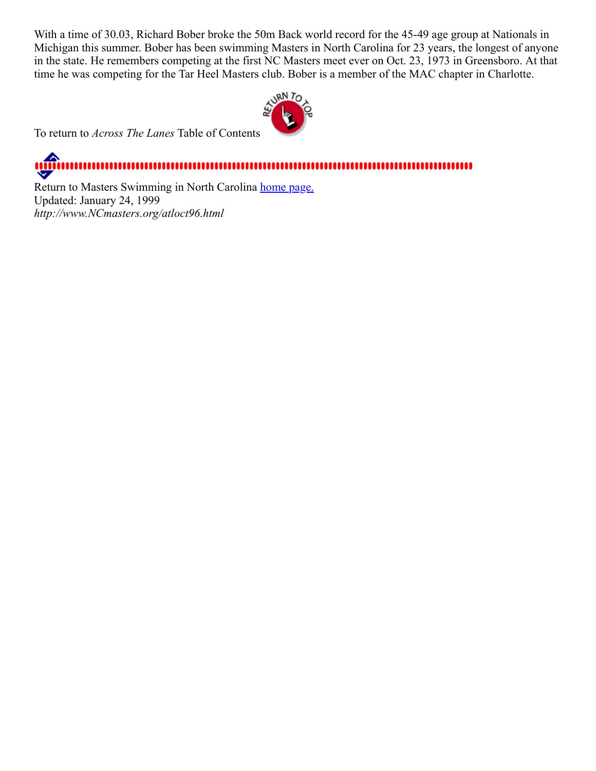With a time of 30.03, Richard Bober broke the 50m Back world record for the 45-49 age group at Nationals in Michigan this summer. Bober has been swimming Masters in North Carolina for 23 years, the longest of anyone in the state. He remembers competing at the first NC Masters meet ever on Oct. 23, 1973 in Greensboro. At that time he was competing for the Tar Heel Masters club. Bober is a member of the MAC chapter in Charlotte.

To return to *Across The Lanes* Table of Contents

Return to Masters Swimming in North Carolina home page.
Updated: January 24, 1999
*http://www.NCmasters.org/atloct96.html*